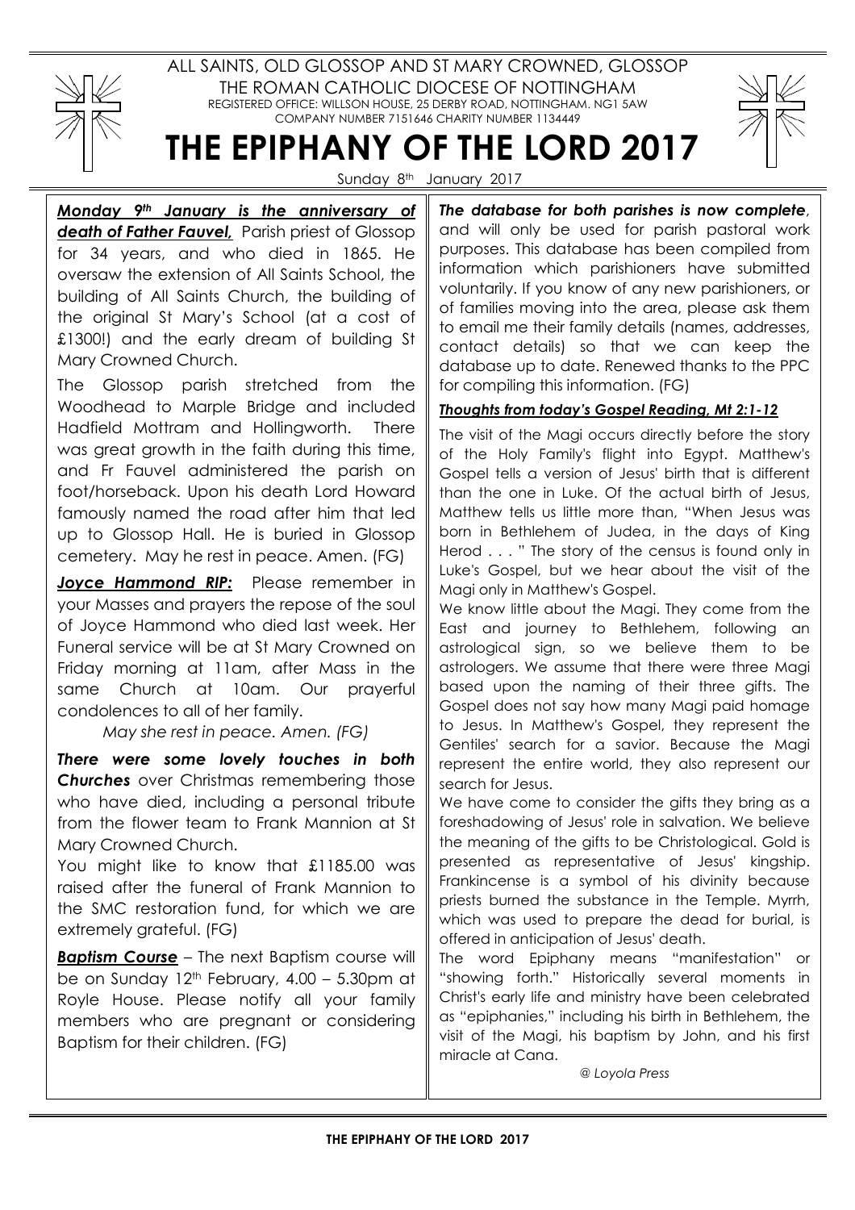ALL SAINTS, OLD GLOSSOP AND ST MARY CROWNED, GLOSSOP

THE ROMAN CATHOLIC DIOCESE OF NOTTINGHAM

REGISTERED OFFICE: WILLSON HOUSE, 25 DERBY ROAD, NOTTINGHAM. NG1 5AW

COMPANY NUMBER 7151646 CHARITY NUMBER 1134449

# THE EPIPHANY OF THE LORD 2017

Sunday 8th January 2017

***Monday 9th January is the anniversary of death of Father Fauvel,*** Parish priest of Glossop for 34 years, and who died in 1865. He oversaw the extension of All Saints School, the building of All Saints Church, the building of the original St Mary's School (at a cost of £1300!) and the early dream of building St Mary Crowned Church.

The Glossop parish stretched from the Woodhead to Marple Bridge and included Hadfield Mottram and Hollingworth. There was great growth in the faith during this time, and Fr Fauvel administered the parish on foot/horseback. Upon his death Lord Howard famously named the road after him that led up to Glossop Hall. He is buried in Glossop cemetery. May he rest in peace. Amen. (FG)

***Joyce Hammond RIP:*** Please remember in your Masses and prayers the repose of the soul of Joyce Hammond who died last week. Her Funeral service will be at St Mary Crowned on Friday morning at 11am, after Mass in the same Church at 10am. Our prayerful condolences to all of her family.

*May she rest in peace. Amen. (FG)*

***There were some lovely touches in both Churches*** over Christmas remembering those who have died, including a personal tribute from the flower team to Frank Mannion at St Mary Crowned Church.

You might like to know that £1185.00 was raised after the funeral of Frank Mannion to the SMC restoration fund, for which we are extremely grateful. (FG)

***Baptism Course*** – The next Baptism course will be on Sunday 12th February, 4.00 – 5.30pm at Royle House. Please notify all your family members who are pregnant or considering Baptism for their children. (FG)

***The database for both parishes is now complete***, and will only be used for parish pastoral work purposes. This database has been compiled from information which parishioners have submitted voluntarily. If you know of any new parishioners, or of families moving into the area, please ask them to email me their family details (names, addresses, contact details) so that we can keep the database up to date. Renewed thanks to the PPC for compiling this information. (FG)

***Thoughts from today's Gospel Reading, Mt 2:1-12***

The visit of the Magi occurs directly before the story of the Holy Family's flight into Egypt. Matthew's Gospel tells a version of Jesus' birth that is different than the one in Luke. Of the actual birth of Jesus, Matthew tells us little more than, "When Jesus was born in Bethlehem of Judea, in the days of King Herod . . . " The story of the census is found only in Luke's Gospel, but we hear about the visit of the Magi only in Matthew's Gospel.

We know little about the Magi. They come from the East and journey to Bethlehem, following an astrological sign, so we believe them to be astrologers. We assume that there were three Magi based upon the naming of their three gifts. The Gospel does not say how many Magi paid homage to Jesus. In Matthew's Gospel, they represent the Gentiles' search for a savior. Because the Magi represent the entire world, they also represent our search for Jesus.

We have come to consider the gifts they bring as a foreshadowing of Jesus' role in salvation. We believe the meaning of the gifts to be Christological. Gold is presented as representative of Jesus' kingship. Frankincense is a symbol of his divinity because priests burned the substance in the Temple. Myrrh, which was used to prepare the dead for burial, is offered in anticipation of Jesus' death.

The word Epiphany means "manifestation" or "showing forth." Historically several moments in Christ's early life and ministry have been celebrated as "epiphanies," including his birth in Bethlehem, the visit of the Magi, his baptism by John, and his first miracle at Cana.

*@ Loyola Press*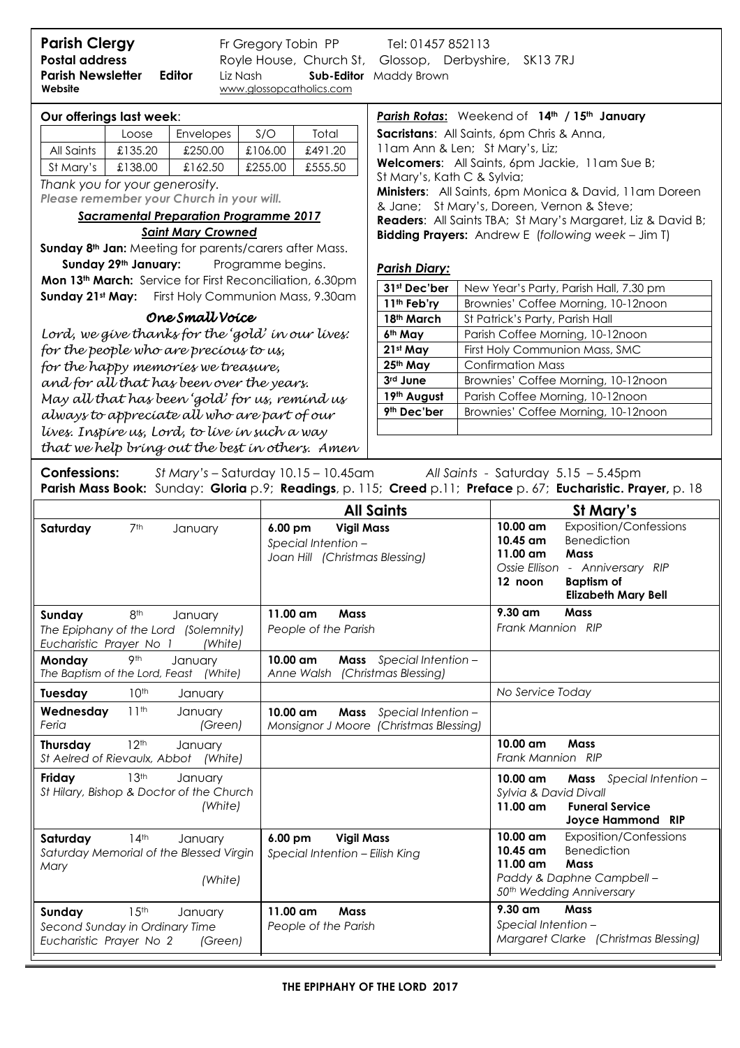| | | |
|---|---|---|
| **Parish Clergy** | Fr Gregory Tobin PP | Tel: 01457 852113 |
| **Postal address** | Royle House, Church St, Glossop, Derbyshire, SK13 7RJ | |
| **Parish Newsletter Editor** | Liz Nash | **Sub-Editor** Maddy Brown |
| **Website** | www.glossopcatholics.com | |

**Our offerings last week**:

| | Loose | Envelopes | S/O | Total |
|---|---|---|---|---|
| All Saints | £135.20 | £250.00 | £106.00 | £491.20 |
| St Mary's | £138.00 | £162.50 | £255.00 | £555.50 |

*Thank you for your generosity.*

***Please remember your Church in your will.***

***Sacramental Preparation Programme 2017***

***Saint Mary Crowned***

**Sunday 8th Jan:** Meeting for parents/carers after Mass.

**Sunday 29th January:** Programme begins.

**Mon 13th March:** Service for First Reconciliation, 6.30pm

**Sunday 21st May:** First Holy Communion Mass, 9.30am

### *One Small Voice*

*Lord, we give thanks for the 'gold' in our lives: for the people who are precious to us, for the happy memories we treasure, and for all that has been over the years. May all that has been 'gold' for us, remind us always to appreciate all who are part of our lives. Inspire us, Lord, to live in such a way that we help bring out the best in others. Amen*

***Parish Rotas:*** Weekend of **14th / 15th January**

**Sacristans**: All Saints, 6pm Chris & Anna, 11am Ann & Len; St Mary's, Liz;

**Welcomers**: All Saints, 6pm Jackie, 11am Sue B; St Mary's, Kath C & Sylvia;

**Ministers**: All Saints, 6pm Monica & David, 11am Doreen & Jane; St Mary's, Doreen, Vernon & Steve;

**Readers**: All Saints TBA; St Mary's Margaret, Liz & David B;

**Bidding Prayers:** Andrew E (*following week* – Jim T)

***Parish Diary:***

| | |
|---|---|
| **31st Dec'ber** | New Year's Party, Parish Hall, 7.30 pm |
| **11th Feb'ry** | Brownies' Coffee Morning, 10-12noon |
| **18th March** | St Patrick's Party, Parish Hall |
| **6th May** | Parish Coffee Morning, 10-12noon |
| **21st May** | First Holy Communion Mass, SMC |
| **25th May** | Confirmation Mass |
| **3rd June** | Brownies' Coffee Morning, 10-12noon |
| **19th August** | Parish Coffee Morning, 10-12noon |
| **9th Dec'ber** | Brownies' Coffee Morning, 10-12noon |

**Confessions:** *St Mary's* – Saturday 10.15 – 10.45am *All Saints* - Saturday 5.15 – 5.45pm

**Parish Mass Book:** Sunday: **Gloria** p.9; **Readings**, p. 115; **Creed** p.11; **Preface** p. 67; **Eucharistic. Prayer,** p. 18

| | **All Saints** | **St Mary's** |
|---|---|---|
| **Saturday** 7th January | **6.00 pm Vigil Mass**<br>*Special Intention – Joan Hill (Christmas Blessing)* | **10.00 am** Exposition/Confessions<br>**10.45 am** Benediction<br>**11.00 am Mass**<br>*Ossie Ellison - Anniversary RIP*<br>**12 noon Baptism of Elizabeth Mary Bell** |
| **Sunday** 8th January<br>*The Epiphany of the Lord (Solemnity)*<br>*Eucharistic Prayer No 1 (White)* | **11.00 am Mass**<br>*People of the Parish* | **9.30 am Mass**<br>*Frank Mannion RIP* |
| **Monday** 9th January<br>*The Baptism of the Lord, Feast (White)* | **10.00 am Mass** *Special Intention – Anne Walsh (Christmas Blessing)* | |
| **Tuesday** 10th January | | *No Service Today* |
| **Wednesday** 11th January<br>*Feria (Green)* | **10.00 am Mass** *Special Intention – Monsignor J Moore (Christmas Blessing)* | |
| **Thursday** 12th January<br>*St Aelred of Rievaulx, Abbot (White)* | | **10.00 am Mass**<br>*Frank Mannion RIP* |
| **Friday** 13th January<br>*St Hilary, Bishop & Doctor of the Church (White)* | | **10.00 am Mass** *Special Intention – Sylvia & David Divall*<br>**11.00 am Funeral Service Joyce Hammond RIP** |
| **Saturday** 14th January<br>*Saturday Memorial of the Blessed Virgin Mary (White)* | **6.00 pm Vigil Mass**<br>*Special Intention – Eilish King* | **10.00 am** Exposition/Confessions<br>**10.45 am** Benediction<br>**11.00 am Mass**<br>*Paddy & Daphne Campbell – 50th Wedding Anniversary* |
| **Sunday** 15th January<br>*Second Sunday in Ordinary Time*<br>*Eucharistic Prayer No 2 (Green)* | **11.00 am Mass**<br>*People of the Parish* | **9.30 am Mass**<br>*Special Intention – Margaret Clarke (Christmas Blessing)* |

**THE EPIPHAHY OF THE LORD 2017**